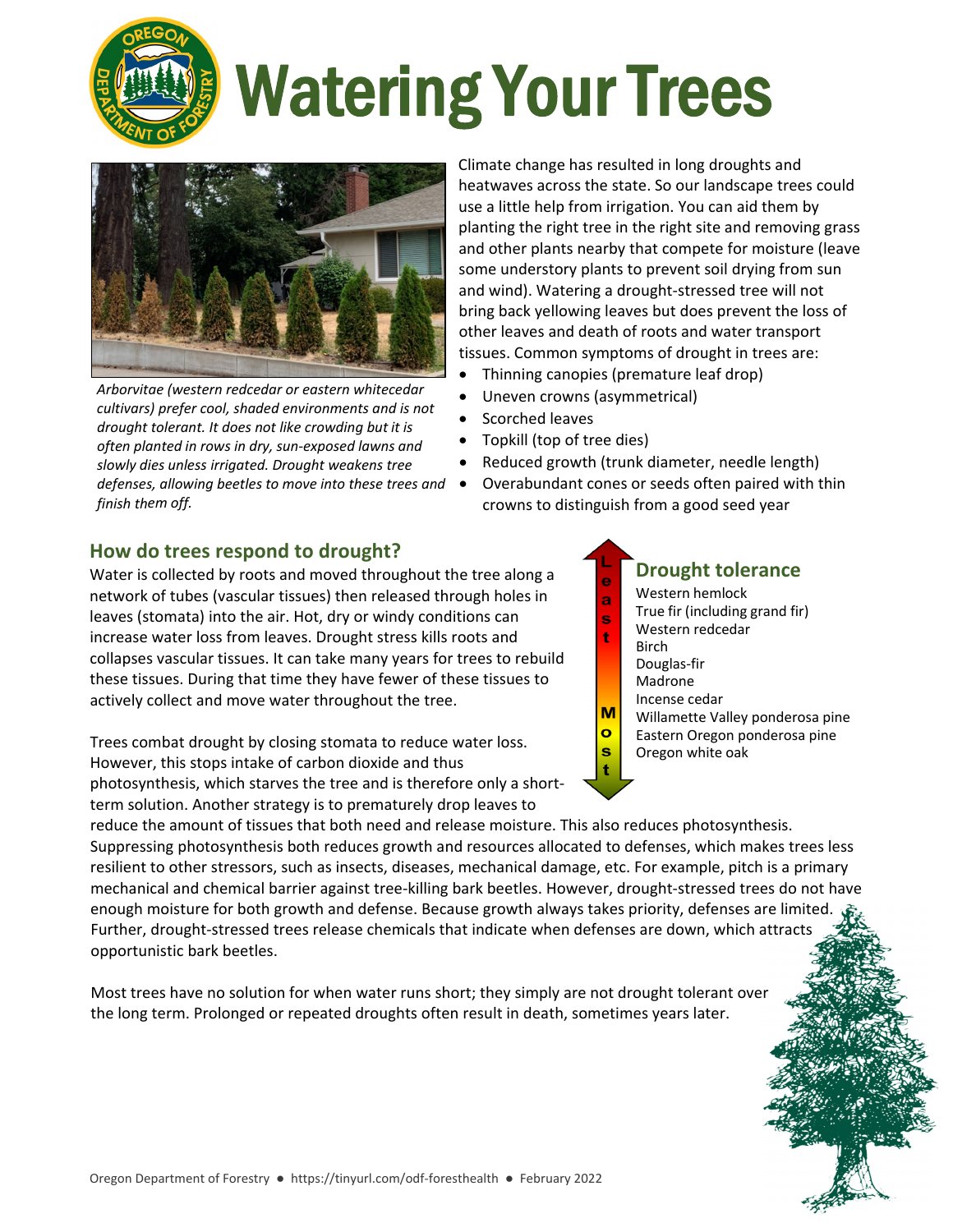# Watering Your Trees

*Arborvitae (western redcedar or eastern whitecedar cultivars) prefer cool, shaded environments and is not drought tolerant. It does not like crowding but it is often planted in rows in dry, sun-exposed lawns and slowly dies unless irrigated. Drought weakens tree defenses, allowing beetles to move into these trees and finish them off.*

Climate change has resulted in long droughts and heatwaves across the state. So our landscape trees could use a little help from irrigation. You can aid them by planting the right tree in the right site and removing grass and other plants nearby that compete for moisture (leave some understory plants to prevent soil drying from sun and wind). Watering a drought-stressed tree will not bring back yellowing leaves but does prevent the loss of other leaves and death of roots and water transport tissues. Common symptoms of drought in trees are:

- Thinning canopies (premature leaf drop)
- Uneven crowns (asymmetrical)
- Scorched leaves
- Topkill (top of tree dies)
- Reduced growth (trunk diameter, needle length)
- Overabundant cones or seeds often paired with thin crowns to distinguish from a good seed year

## How do trees respond to drought?

Water is collected by roots and moved throughout the tree along a network of tubes (vascular tissues) then released through holes in leaves (stomata) into the air. Hot, dry or windy conditions can increase water loss from leaves. Drought stress kills roots and collapses vascular tissues. It can take many years for trees to rebuild these tissues. During that time they have fewer of these tissues to actively collect and move water throughout the tree.

Trees combat drought by closing stomata to reduce water loss. However, this stops intake of carbon dioxide and thus photosynthesis, which starves the tree and is therefore only a short-term solution. Another strategy is to prematurely drop leaves to reduce the amount of tissues that both need and release moisture. This also reduces photosynthesis. Suppressing photosynthesis both reduces growth and resources allocated to defenses, which makes trees less resilient to other stressors, such as insects, diseases, mechanical damage, etc. For example, pitch is a primary mechanical and chemical barrier against tree-killing bark beetles. However, drought-stressed trees do not have enough moisture for both growth and defense. Because growth always takes priority, defenses are limited. Further, drought-stressed trees release chemicals that indicate when defenses are down, which attracts opportunistic bark beetles.

Most trees have no solution for when water runs short; they simply are not drought tolerant over the long term. Prolonged or repeated droughts often result in death, sometimes years later.

### Drought tolerance

Least

- Western hemlock
- True fir (including grand fir)
- Western redcedar
- Birch
- Douglas-fir
- Madrone
- Incense cedar
- Willamette Valley ponderosa pine
- Eastern Oregon ponderosa pine
- Oregon white oak

Most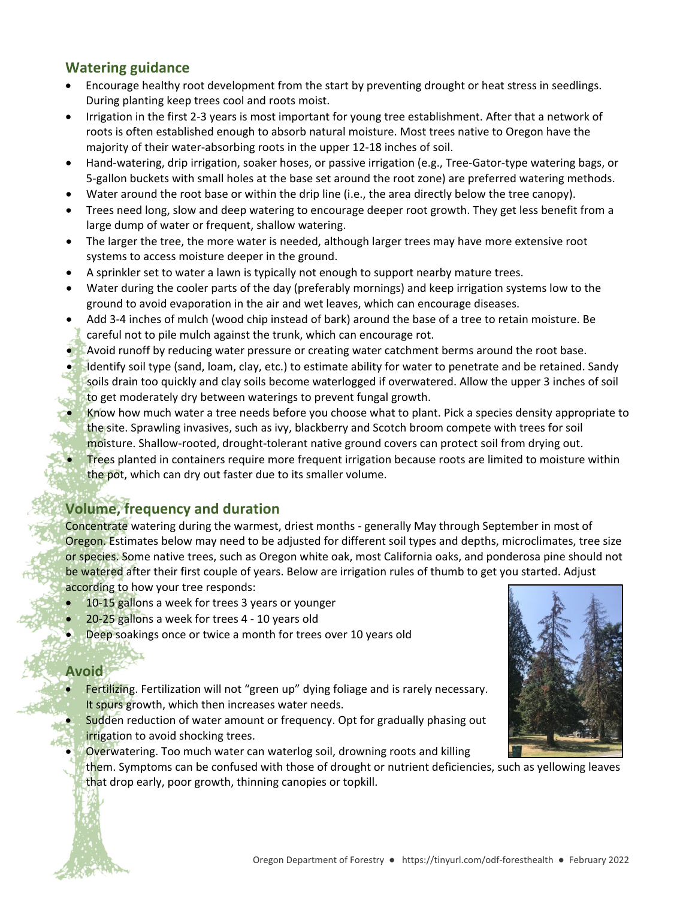## Watering guidance

- Encourage healthy root development from the start by preventing drought or heat stress in seedlings. During planting keep trees cool and roots moist.
- Irrigation in the first 2-3 years is most important for young tree establishment. After that a network of roots is often established enough to absorb natural moisture. Most trees native to Oregon have the majority of their water-absorbing roots in the upper 12-18 inches of soil.
- Hand-watering, drip irrigation, soaker hoses, or passive irrigation (e.g., Tree-Gator-type watering bags, or 5-gallon buckets with small holes at the base set around the root zone) are preferred watering methods.
- Water around the root base or within the drip line (i.e., the area directly below the tree canopy).
- Trees need long, slow and deep watering to encourage deeper root growth. They get less benefit from a large dump of water or frequent, shallow watering.
- The larger the tree, the more water is needed, although larger trees may have more extensive root systems to access moisture deeper in the ground.
- A sprinkler set to water a lawn is typically not enough to support nearby mature trees.
- Water during the cooler parts of the day (preferably mornings) and keep irrigation systems low to the ground to avoid evaporation in the air and wet leaves, which can encourage diseases.
- Add 3-4 inches of mulch (wood chip instead of bark) around the base of a tree to retain moisture. Be careful not to pile mulch against the trunk, which can encourage rot.
- Avoid runoff by reducing water pressure or creating water catchment berms around the root base.
- Identify soil type (sand, loam, clay, etc.) to estimate ability for water to penetrate and be retained. Sandy soils drain too quickly and clay soils become waterlogged if overwatered. Allow the upper 3 inches of soil to get moderately dry between waterings to prevent fungal growth.
- Know how much water a tree needs before you choose what to plant. Pick a species density appropriate to the site. Sprawling invasives, such as ivy, blackberry and Scotch broom compete with trees for soil moisture. Shallow-rooted, drought-tolerant native ground covers can protect soil from drying out.
- Trees planted in containers require more frequent irrigation because roots are limited to moisture within the pot, which can dry out faster due to its smaller volume.

## Volume, frequency and duration

Concentrate watering during the warmest, driest months - generally May through September in most of Oregon. Estimates below may need to be adjusted for different soil types and depths, microclimates, tree size or species. Some native trees, such as Oregon white oak, most California oaks, and ponderosa pine should not be watered after their first couple of years. Below are irrigation rules of thumb to get you started. Adjust according to how your tree responds:

- 10-15 gallons a week for trees 3 years or younger
- 20-25 gallons a week for trees 4 - 10 years old
- Deep soakings once or twice a month for trees over 10 years old

## Avoid

- Fertilizing. Fertilization will not "green up" dying foliage and is rarely necessary. It spurs growth, which then increases water needs.
- Sudden reduction of water amount or frequency. Opt for gradually phasing out irrigation to avoid shocking trees.
- Overwatering. Too much water can waterlog soil, drowning roots and killing them. Symptoms can be confused with those of drought or nutrient deficiencies, such as yellowing leaves that drop early, poor growth, thinning canopies or topkill.

Oregon Department of Forestry ● https://tinyurl.com/odf-foresthealth ● February 2022